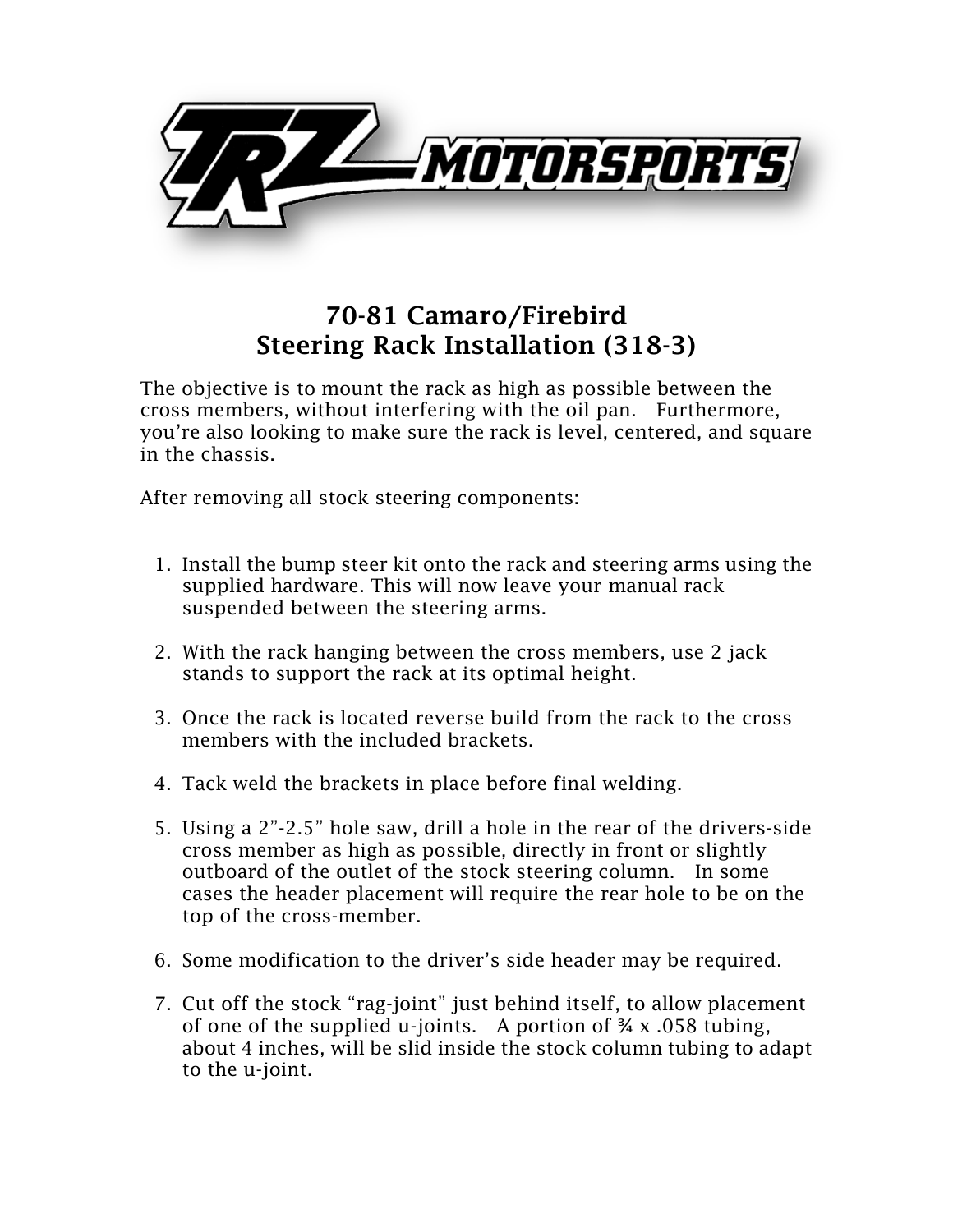TRZ MOTORSPORTS

# 70-81 Camaro/Firebird
# Steering Rack Installation (318-3)

The objective is to mount the rack as high as possible between the cross members, without interfering with the oil pan. Furthermore, you're also looking to make sure the rack is level, centered, and square in the chassis.

After removing all stock steering components:

1. Install the bump steer kit onto the rack and steering arms using the supplied hardware. This will now leave your manual rack suspended between the steering arms.

2. With the rack hanging between the cross members, use 2 jack stands to support the rack at its optimal height.

3. Once the rack is located reverse build from the rack to the cross members with the included brackets.

4. Tack weld the brackets in place before final welding.

5. Using a 2"-2.5" hole saw, drill a hole in the rear of the drivers-side cross member as high as possible, directly in front or slightly outboard of the outlet of the stock steering column. In some cases the header placement will require the rear hole to be on the top of the cross-member.

6. Some modification to the driver's side header may be required.

7. Cut off the stock "rag-joint" just behind itself, to allow placement of one of the supplied u-joints. A portion of ¾ x .058 tubing, about 4 inches, will be slid inside the stock column tubing to adapt to the u-joint.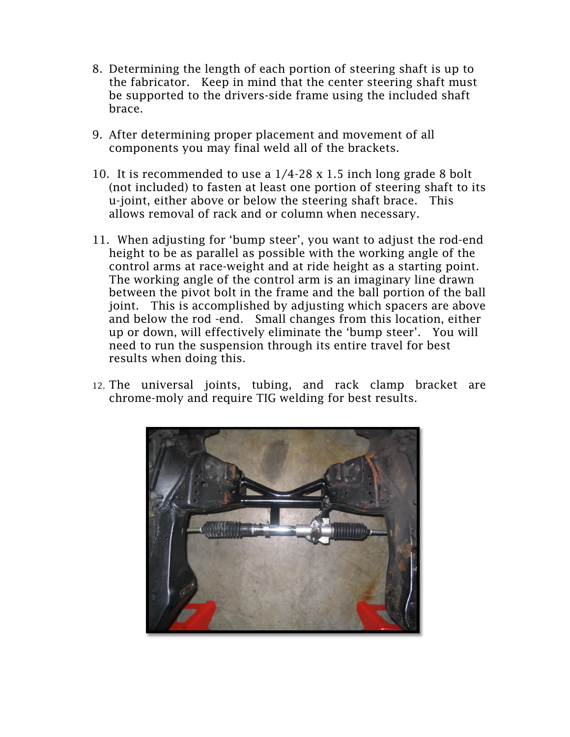8. Determining the length of each portion of steering shaft is up to the fabricator. Keep in mind that the center steering shaft must be supported to the drivers-side frame using the included shaft brace.

9. After determining proper placement and movement of all components you may final weld all of the brackets.

10. It is recommended to use a 1/4-28 x 1.5 inch long grade 8 bolt (not included) to fasten at least one portion of steering shaft to its u-joint, either above or below the steering shaft brace. This allows removal of rack and or column when necessary.

11. When adjusting for 'bump steer', you want to adjust the rod-end height to be as parallel as possible with the working angle of the control arms at race-weight and at ride height as a starting point. The working angle of the control arm is an imaginary line drawn between the pivot bolt in the frame and the ball portion of the ball joint. This is accomplished by adjusting which spacers are above and below the rod -end. Small changes from this location, either up or down, will effectively eliminate the 'bump steer'. You will need to run the suspension through its entire travel for best results when doing this.

12. The universal joints, tubing, and rack clamp bracket are chrome-moly and require TIG welding for best results.